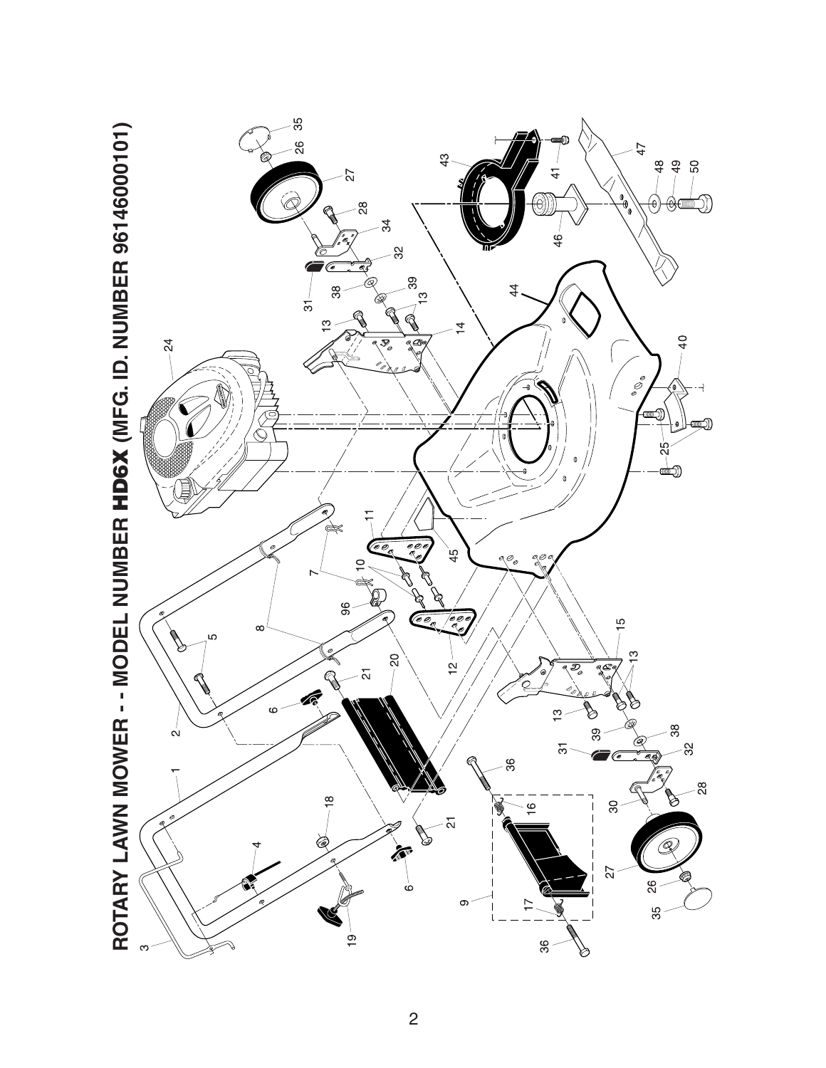# ROTARY LAWN MOWER - - MODEL NUMBER HD6X (MFG. ID. NUMBER 96146000101)

1 2 3 4 5 6 7 8 9 10 11 12 13 14 15 16 17 18 19 20 21 24 25 26 27 28 30 31 32 34 35 36 38 39 40 41 43 44 45 46 47 48 49 50 96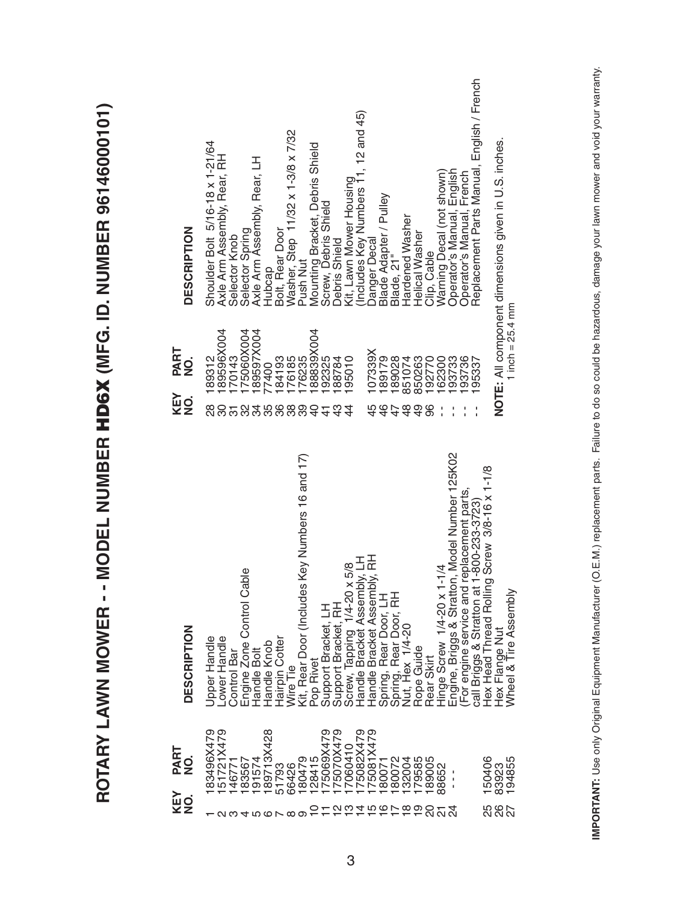# ROTARY LAWN MOWER - - MODEL NUMBER HD6X (MFG. ID. NUMBER 96146000101)

| KEY NO. | PART NO. | DESCRIPTION |
|---|---|---|
| 1 | 183496X479 | Upper Handle |
| 2 | 151721X479 | Lower Handle |
| 3 | 146771 | Control Bar |
| 4 | 183567 | Engine Zone Control Cable |
| 5 | 191574 | Handle Bolt |
| 6 | 189713X428 | Handle Knob |
| 7 | 51793 | Hairpin Cotter |
| 8 | 66426 | Wire Tie |
| 9 | 180479 | Kit, Rear Door (Includes Key Numbers 16 and 17) |
| 10 | 128415 | Pop Rivet |
| 11 | 175069X479 | Support Bracket, LH |
| 12 | 175070X479 | Support Bracket, RH |
| 13 | 17060410 | Screw, Tapping 1/4-20 x 5/8 |
| 14 | 175082X479 | Handle Bracket Assembly, LH |
| 15 | 175081X479 | Handle Bracket Assembly, RH |
| 16 | 180071 | Spring, Rear Door, LH |
| 17 | 180072 | Spring, Rear Door, RH |
| 18 | 132004 | Nut, Hex 1/4-20 |
| 19 | 179585 | Rope Guide |
| 20 | 189005 | Rear Skirt |
| 21 | 88652 | Hinge Screw 1/4-20 x 1-1/4 |
| 24 | - - - | Engine, Briggs & Stratton, Model Number 125K02 (For engine service and replacement parts, call Briggs & Stratton at 1-800-233-3723) |
| 25 | 150406 | Hex Head Thread Rolling Screw 3/8-16 x 1-1/8 |
| 26 | 83923 | Hex Flange Nut |
| 27 | 194855 | Wheel & Tire Assembly |
| 28 | 189312 | Shoulder Bolt 5/16-18 x 1-21/64 |
| 30 | 189596X004 | Axle Arm Assembly, Rear, RH |
| 31 | 170143 | Selector Knob |
| 32 | 175060X004 | Selector Spring |
| 34 | 189597X004 | Axle Arm Assembly, Rear, LH |
| 35 | 77400 | Hubcap |
| 36 | 184193 | Bolt, Rear Door |
| 38 | 176185 | Washer, Step 11/32 x 1-3/8 x 7/32 |
| 39 | 176235 | Push Nut |
| 40 | 188839X004 | Mounting Bracket, Debris Shield |
| 41 | 192325 | Screw, Debris Shield |
| 43 | 188784 | Debris Shield |
| 44 | 195010 | Kit, Lawn Mower Housing (Includes Key Numbers 11, 12 and 45) |
| 45 | 107339X | Danger Decal |
| 46 | 189179 | Blade Adapter / Pulley |
| 47 | 189028 | Blade, 21" |
| 48 | 851074 | Hardened Washer |
| 49 | 850263 | Helical Washer |
| 96 | 192770 | Clip, Cable |
| - - | 162300 | Warning Decal (not shown) |
| - - | 193733 | Operator's Manual, English |
| - - | 193736 | Operator's Manual, French |
| - - | 195337 | Replacement Parts Manual, English / French |

**NOTE:** All component dimensions given in U.S. inches.
1 inch = 25.4 mm

**IMPORTANT:** Use only Original Equipment Manufacturer (O.E.M.) replacement parts. Failure to do so could be hazardous, damage your lawn mower and void your warranty.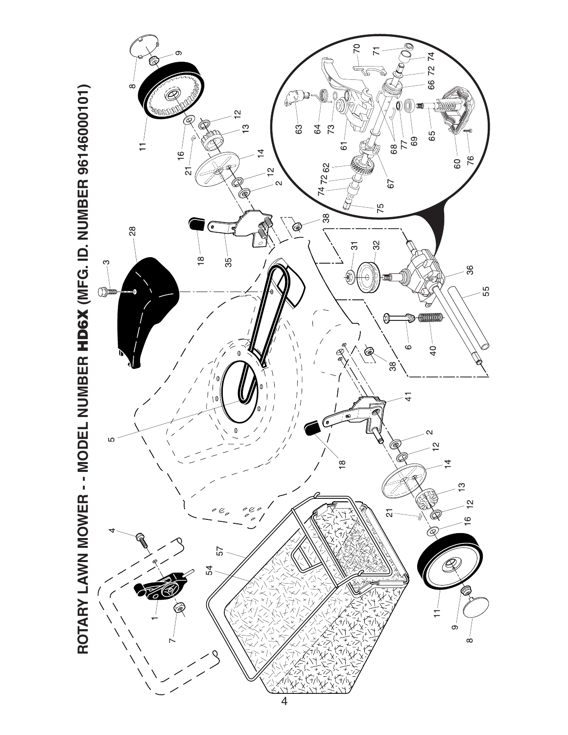# ROTARY LAWN MOWER - - MODEL NUMBER HD6X (MFG. ID. NUMBER 96146000101)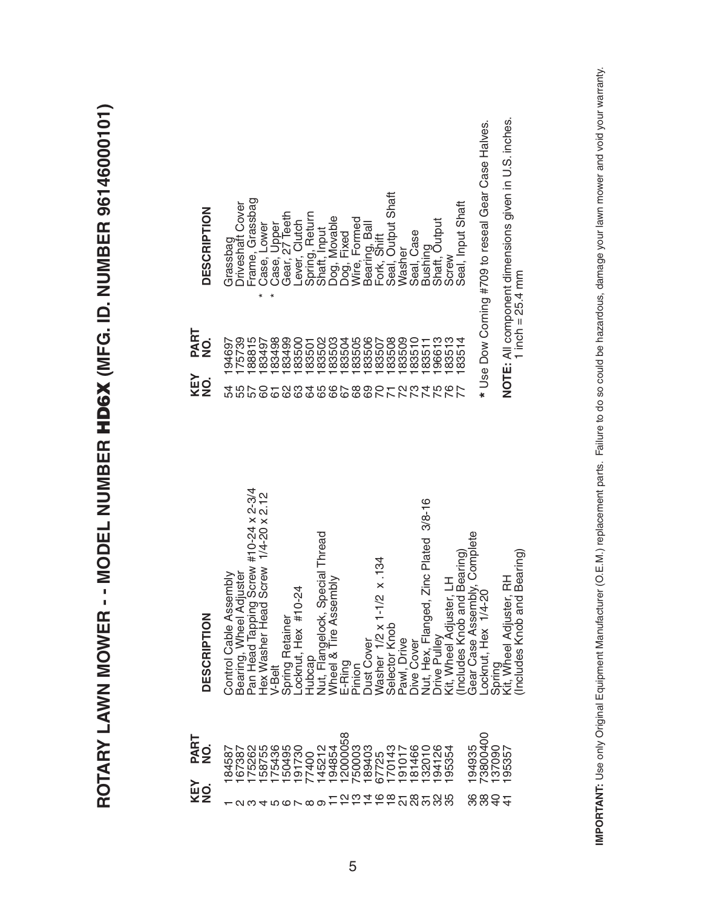# ROTARY LAWN MOWER - - MODEL NUMBER HD6X (MFG. ID. NUMBER 96146000101)

| KEY NO. | PART NO. | DESCRIPTION |
|---|---|---|
| 1 | 184587 | Control Cable Assembly |
| 2 | 167387 | Bearing, Wheel Adjuster |
| 3 | 175262 | Pan Head Tapping Screw #10-24 x 2-3/4 |
| 4 | 158755 | Hex Washer Head Screw 1/4-20 x 2.12 |
| 5 | 175436 | V-Belt |
| 6 | 150495 | Spring Retainer |
| 7 | 191730 | Locknut, Hex #10-24 |
| 8 | 77400 | Hubcap |
| 9 | 145212 | Nut, Flangelock, Special Thread |
| 11 | 194854 | Wheel & Tire Assembly |
| 12 | 12000058 | E-Ring |
| 13 | 750003 | Pinion |
| 14 | 189403 | Dust Cover |
| 16 | 67725 | Washer 1/2 x 1-1/2 x .134 |
| 18 | 170143 | Selector Knob |
| 21 | 191017 | Pawl, Drive |
| 28 | 181466 | Dive Cover |
| 31 | 132010 | Nut, Hex, Flanged, Zinc Plated 3/8-16 |
| 32 | 194126 | Drive Pulley |
| 35 | 195354 | Kit, Wheel Adjuster, LH (Includes Knob and Bearing) |
| 36 | 194935 | Gear Case Assembly, Complete |
| 38 | 73800400 | Locknut, Hex 1/4-20 |
| 40 | 137090 | Spring |
| 41 | 195357 | Kit, Wheel Adjuster, RH (Includes Knob and Bearing) |
| 54 | 194697 | Grassbag |
| 55 | 175739 | Driveshaft Cover |
| 57 | 188815 | Frame, Grassbag |
| 60 | 183497 | * Case, Lower |
| 61 | 183498 | * Case, Upper |
| 62 | 183499 | Gear, 27 Teeth |
| 63 | 183500 | Lever, Clutch |
| 64 | 183501 | Spring, Return |
| 65 | 183502 | Shaft, Input |
| 66 | 183503 | Dog, Movable |
| 67 | 183504 | Dog, Fixed |
| 68 | 183505 | Wire, Formed |
| 69 | 183506 | Bearing, Ball |
| 70 | 183507 | Fork, Shift |
| 71 | 183508 | Seal, Output Shaft |
| 72 | 183509 | Washer |
| 73 | 183510 | Seal, Case |
| 74 | 183511 | Bushing |
| 75 | 196613 | Shaft, Output |
| 76 | 183513 | Screw |
| 77 | 183514 | Seal, Input Shaft |

* Use Dow Corning #709 to reseal Gear Case Halves.

**NOTE:** All component dimensions given in U.S. inches.
1 inch = 25.4 mm

**IMPORTANT:** Use only Original Equipment Manufacturer (O.E.M.) replacement parts. Failure to do so could be hazardous, damage your lawn mower and void your warranty.